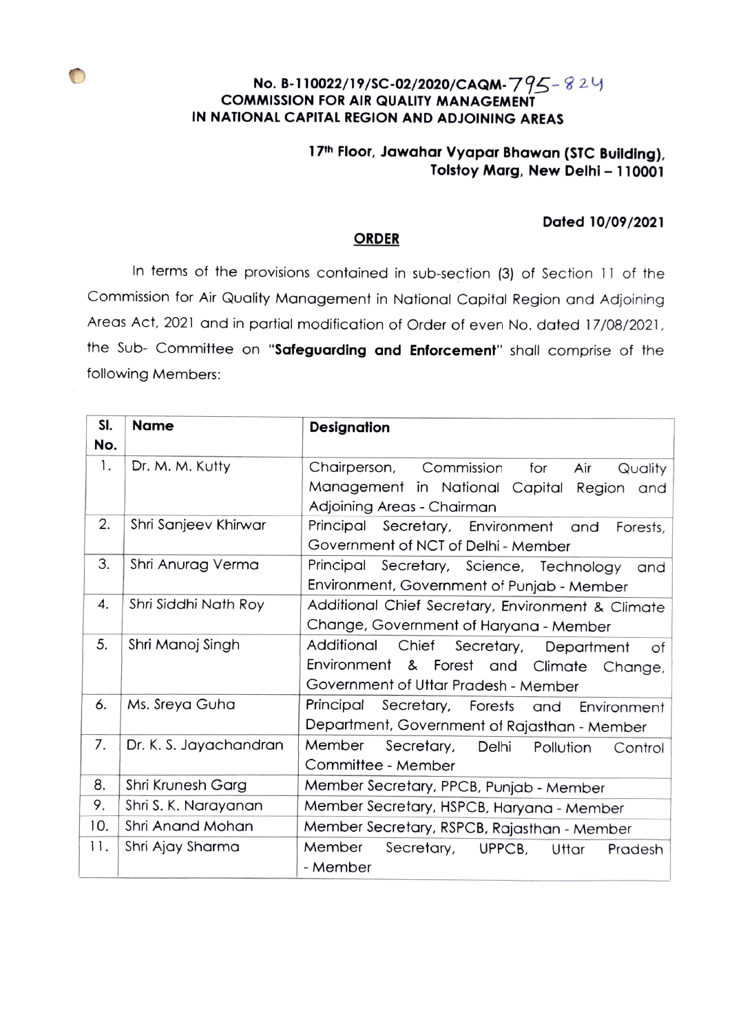No. B-110022/19/SC-02/2020/CAQM-795-824

**COMMISSION FOR AIR QUALITY MANAGEMENT IN NATIONAL CAPITAL REGION AND ADJOINING AREAS**

**17th Floor, Jawahar Vyapar Bhawan (STC Building), Tolstoy Marg, New Delhi – 110001**

**Dated 10/09/2021**

## ORDER

In terms of the provisions contained in sub-section (3) of Section 11 of the Commission for Air Quality Management in National Capital Region and Adjoining Areas Act, 2021 and in partial modification of Order of even No. dated 17/08/2021, the Sub- Committee on "**Safeguarding and Enforcement**" shall comprise of the following Members:

| Sl. No. | Name | Designation |
|---|---|---|
| 1. | Dr. M. M. Kutty | Chairperson, Commission for Air Quality Management in National Capital Region and Adjoining Areas - Chairman |
| 2. | Shri Sanjeev Khirwar | Principal Secretary, Environment and Forests, Government of NCT of Delhi - Member |
| 3. | Shri Anurag Verma | Principal Secretary, Science, Technology and Environment, Government of Punjab - Member |
| 4. | Shri Siddhi Nath Roy | Additional Chief Secretary, Environment & Climate Change, Government of Haryana - Member |
| 5. | Shri Manoj Singh | Additional Chief Secretary, Department of Environment & Forest and Climate Change, Government of Uttar Pradesh - Member |
| 6. | Ms. Sreya Guha | Principal Secretary, Forests and Environment Department, Government of Rajasthan - Member |
| 7. | Dr. K. S. Jayachandran | Member Secretary, Delhi Pollution Control Committee - Member |
| 8. | Shri Krunesh Garg | Member Secretary, PPCB, Punjab - Member |
| 9. | Shri S. K. Narayanan | Member Secretary, HSPCB, Haryana - Member |
| 10. | Shri Anand Mohan | Member Secretary, RSPCB, Rajasthan - Member |
| 11. | Shri Ajay Sharma | Member Secretary, UPPCB, Uttar Pradesh - Member |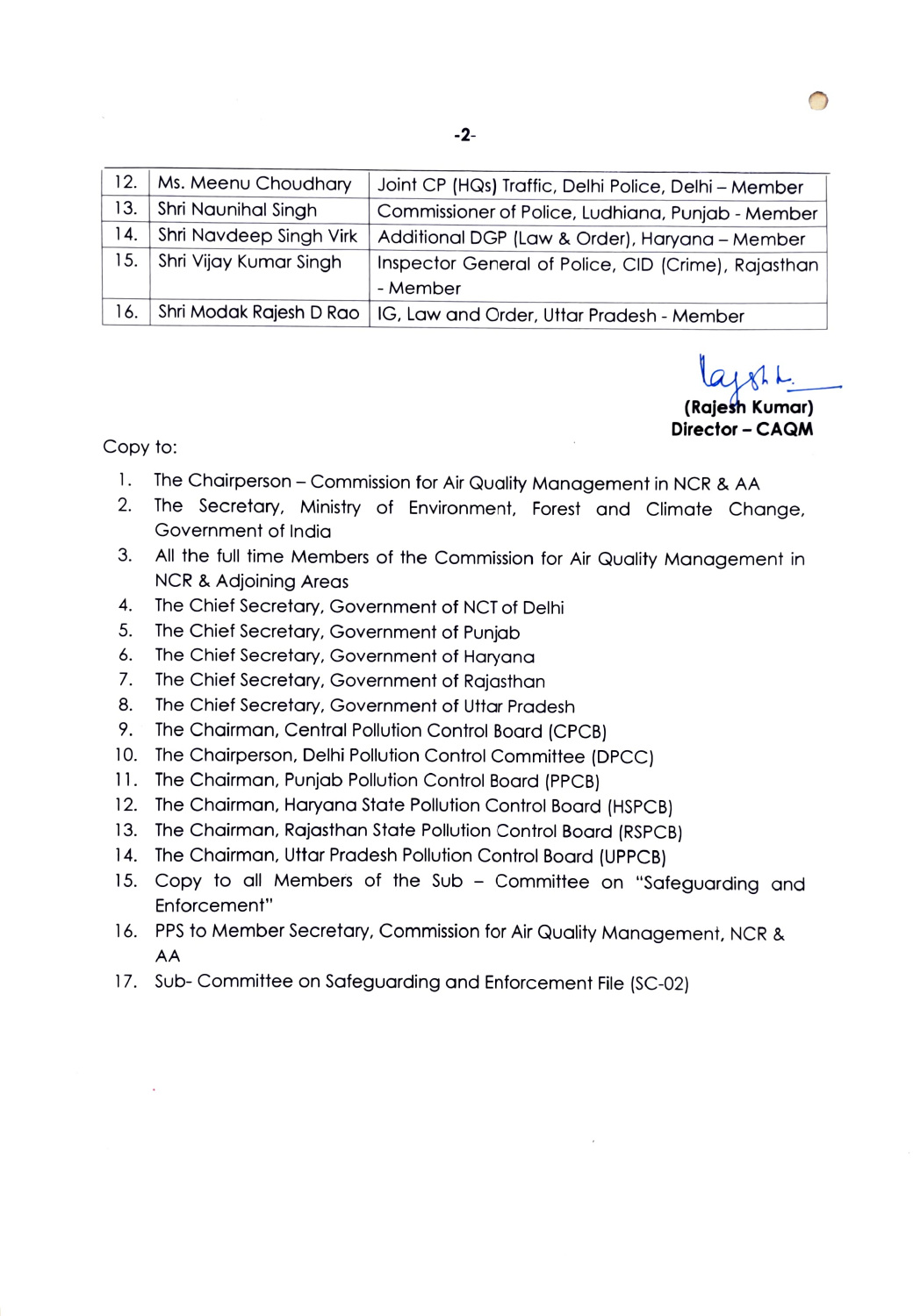| | | |
|---|---|---|
| 12. | Ms. Meenu Choudhary | Joint CP (HQs) Traffic, Delhi Police, Delhi – Member |
| 13. | Shri Naunihal Singh | Commissioner of Police, Ludhiana, Punjab - Member |
| 14. | Shri Navdeep Singh Virk | Additional DGP (Law & Order), Haryana – Member |
| 15. | Shri Vijay Kumar Singh | Inspector General of Police, CID (Crime), Rajasthan - Member |
| 16. | Shri Modak Rajesh D Rao | IG, Law and Order, Uttar Pradesh - Member |

**(Rajesh Kumar)**
**Director – CAQM**

Copy to:

1. The Chairperson – Commission for Air Quality Management in NCR & AA
2. The Secretary, Ministry of Environment, Forest and Climate Change, Government of India
3. All the full time Members of the Commission for Air Quality Management in NCR & Adjoining Areas
4. The Chief Secretary, Government of NCT of Delhi
5. The Chief Secretary, Government of Punjab
6. The Chief Secretary, Government of Haryana
7. The Chief Secretary, Government of Rajasthan
8. The Chief Secretary, Government of Uttar Pradesh
9. The Chairman, Central Pollution Control Board (CPCB)
10. The Chairperson, Delhi Pollution Control Committee (DPCC)
11. The Chairman, Punjab Pollution Control Board (PPCB)
12. The Chairman, Haryana State Pollution Control Board (HSPCB)
13. The Chairman, Rajasthan State Pollution Control Board (RSPCB)
14. The Chairman, Uttar Pradesh Pollution Control Board (UPPCB)
15. Copy to all Members of the Sub – Committee on "Safeguarding and Enforcement"
16. PPS to Member Secretary, Commission for Air Quality Management, NCR & AA
17. Sub- Committee on Safeguarding and Enforcement File (SC-02)